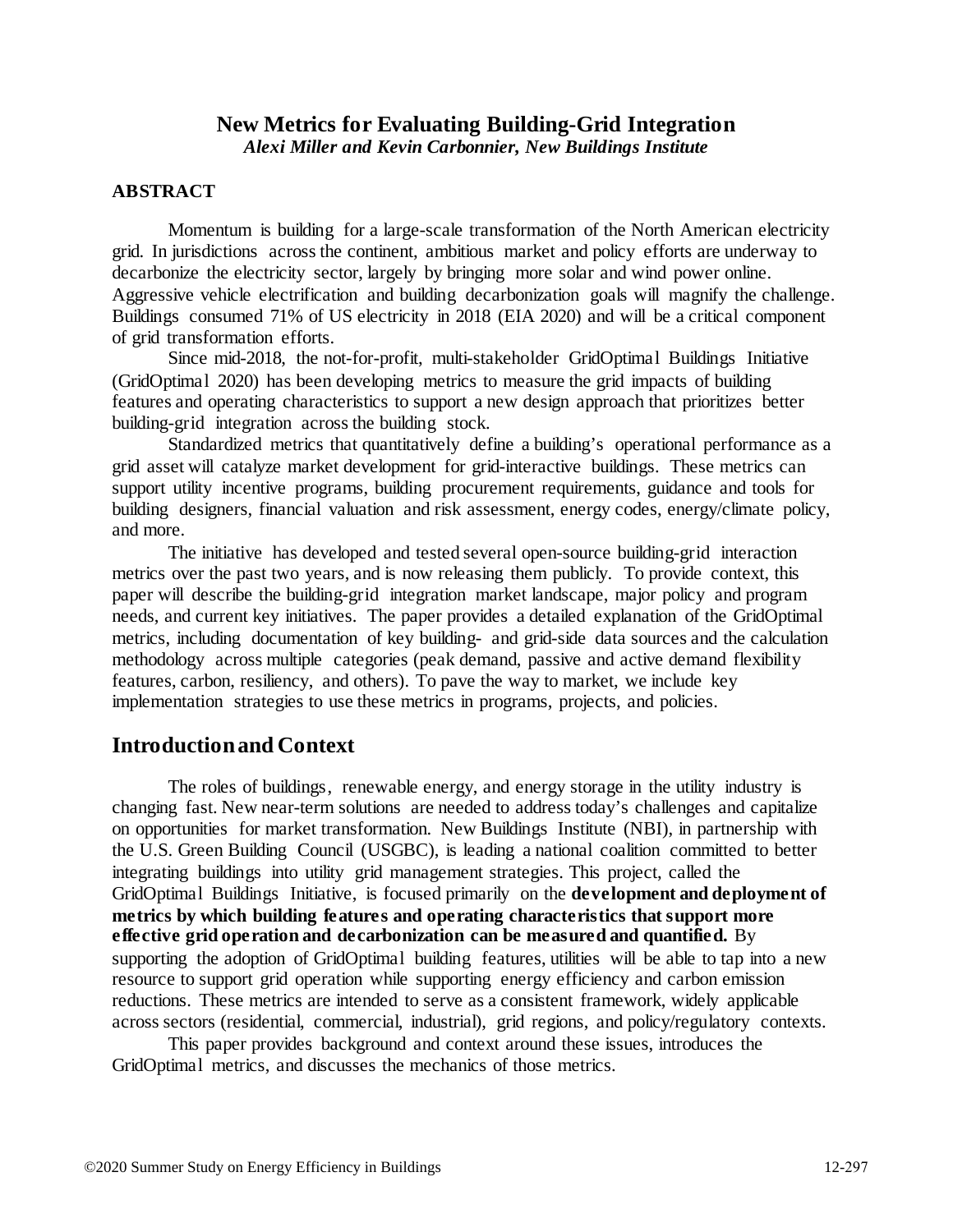# New Metrics for Evaluating Building-Grid Integration

***Alexi Miller and Kevin Carbonnier, New Buildings Institute***

## ABSTRACT

Momentum is building for a large-scale transformation of the North American electricity grid. In jurisdictions across the continent, ambitious market and policy efforts are underway to decarbonize the electricity sector, largely by bringing more solar and wind power online. Aggressive vehicle electrification and building decarbonization goals will magnify the challenge. Buildings consumed 71% of US electricity in 2018 (EIA 2020) and will be a critical component of grid transformation efforts.

Since mid-2018, the not-for-profit, multi-stakeholder GridOptimal Buildings Initiative (GridOptimal 2020) has been developing metrics to measure the grid impacts of building features and operating characteristics to support a new design approach that prioritizes better building-grid integration across the building stock.

Standardized metrics that quantitatively define a building's operational performance as a grid asset will catalyze market development for grid-interactive buildings. These metrics can support utility incentive programs, building procurement requirements, guidance and tools for building designers, financial valuation and risk assessment, energy codes, energy/climate policy, and more.

The initiative has developed and tested several open-source building-grid interaction metrics over the past two years, and is now releasing them publicly. To provide context, this paper will describe the building-grid integration market landscape, major policy and program needs, and current key initiatives. The paper provides a detailed explanation of the GridOptimal metrics, including documentation of key building- and grid-side data sources and the calculation methodology across multiple categories (peak demand, passive and active demand flexibility features, carbon, resiliency, and others). To pave the way to market, we include key implementation strategies to use these metrics in programs, projects, and policies.

## Introduction and Context

The roles of buildings, renewable energy, and energy storage in the utility industry is changing fast. New near-term solutions are needed to address today's challenges and capitalize on opportunities for market transformation. New Buildings Institute (NBI), in partnership with the U.S. Green Building Council (USGBC), is leading a national coalition committed to better integrating buildings into utility grid management strategies. This project, called the GridOptimal Buildings Initiative, is focused primarily on the **development and deployment of metrics by which building features and operating characteristics that support more effective grid operation and decarbonization can be measured and quantified.** By supporting the adoption of GridOptimal building features, utilities will be able to tap into a new resource to support grid operation while supporting energy efficiency and carbon emission reductions. These metrics are intended to serve as a consistent framework, widely applicable across sectors (residential, commercial, industrial), grid regions, and policy/regulatory contexts.

This paper provides background and context around these issues, introduces the GridOptimal metrics, and discusses the mechanics of those metrics.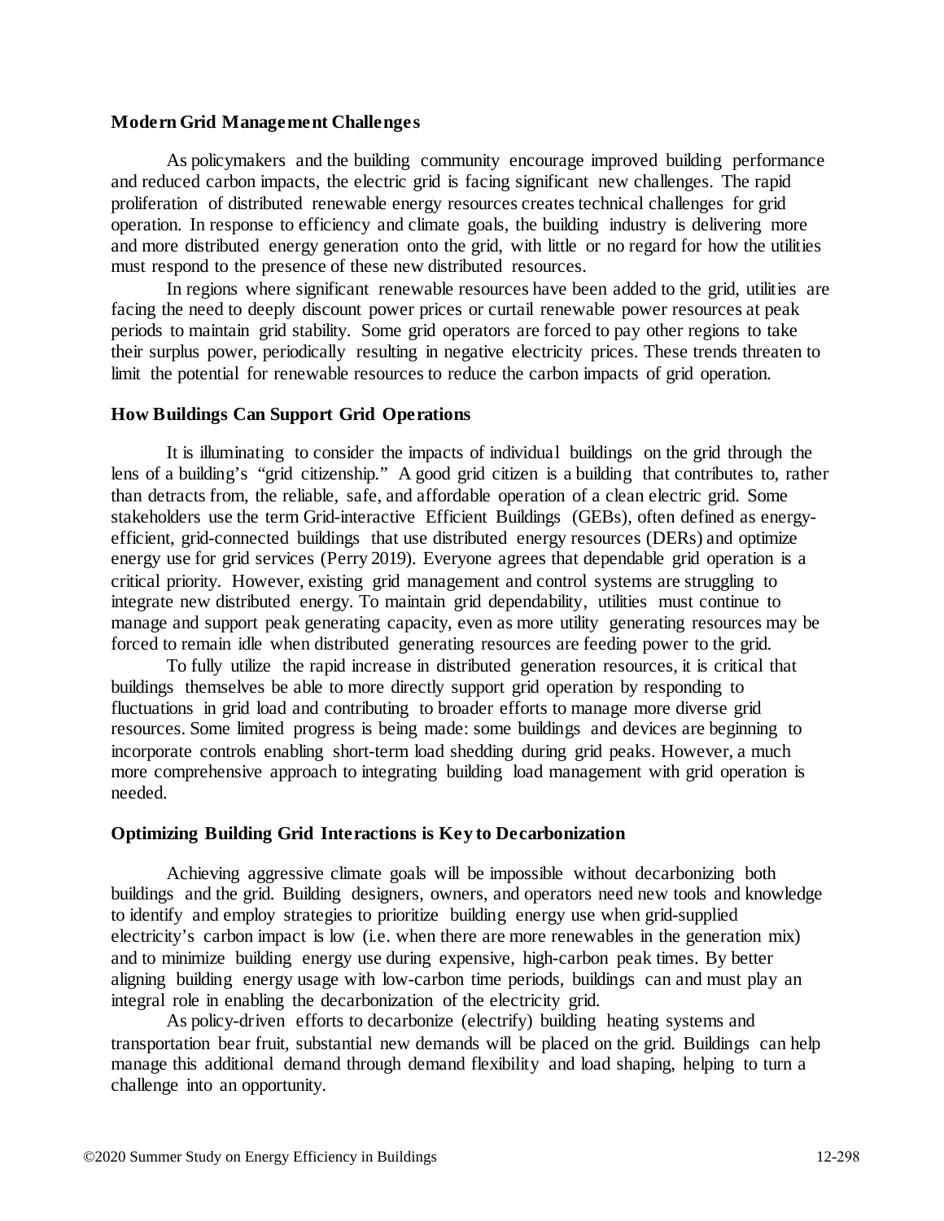**Modern Grid Management Challenges**

As policymakers and the building community encourage improved building performance and reduced carbon impacts, the electric grid is facing significant new challenges. The rapid proliferation of distributed renewable energy resources creates technical challenges for grid operation. In response to efficiency and climate goals, the building industry is delivering more and more distributed energy generation onto the grid, with little or no regard for how the utilities must respond to the presence of these new distributed resources.

In regions where significant renewable resources have been added to the grid, utilities are facing the need to deeply discount power prices or curtail renewable power resources at peak periods to maintain grid stability. Some grid operators are forced to pay other regions to take their surplus power, periodically resulting in negative electricity prices. These trends threaten to limit the potential for renewable resources to reduce the carbon impacts of grid operation.

**How Buildings Can Support Grid Operations**

It is illuminating to consider the impacts of individual buildings on the grid through the lens of a building's "grid citizenship." A good grid citizen is a building that contributes to, rather than detracts from, the reliable, safe, and affordable operation of a clean electric grid. Some stakeholders use the term Grid-interactive Efficient Buildings (GEBs), often defined as energy-efficient, grid-connected buildings that use distributed energy resources (DERs) and optimize energy use for grid services (Perry 2019). Everyone agrees that dependable grid operation is a critical priority. However, existing grid management and control systems are struggling to integrate new distributed energy. To maintain grid dependability, utilities must continue to manage and support peak generating capacity, even as more utility generating resources may be forced to remain idle when distributed generating resources are feeding power to the grid.

To fully utilize the rapid increase in distributed generation resources, it is critical that buildings themselves be able to more directly support grid operation by responding to fluctuations in grid load and contributing to broader efforts to manage more diverse grid resources. Some limited progress is being made: some buildings and devices are beginning to incorporate controls enabling short-term load shedding during grid peaks. However, a much more comprehensive approach to integrating building load management with grid operation is needed.

**Optimizing Building Grid Interactions is Key to Decarbonization**

Achieving aggressive climate goals will be impossible without decarbonizing both buildings and the grid. Building designers, owners, and operators need new tools and knowledge to identify and employ strategies to prioritize building energy use when grid-supplied electricity's carbon impact is low (i.e. when there are more renewables in the generation mix) and to minimize building energy use during expensive, high-carbon peak times. By better aligning building energy usage with low-carbon time periods, buildings can and must play an integral role in enabling the decarbonization of the electricity grid.

As policy-driven efforts to decarbonize (electrify) building heating systems and transportation bear fruit, substantial new demands will be placed on the grid. Buildings can help manage this additional demand through demand flexibility and load shaping, helping to turn a challenge into an opportunity.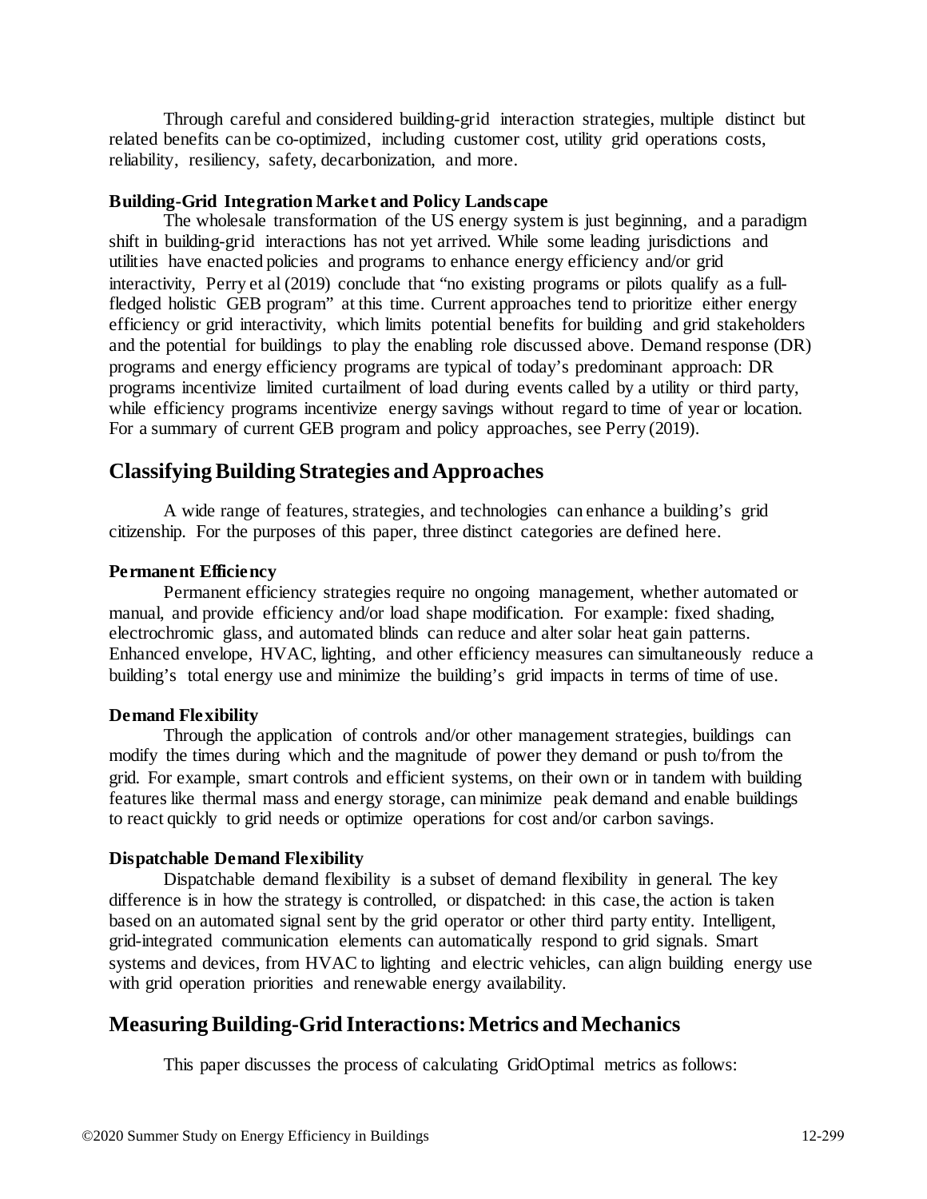Through careful and considered building-grid interaction strategies, multiple distinct but related benefits can be co-optimized, including customer cost, utility grid operations costs, reliability, resiliency, safety, decarbonization, and more.

### Building-Grid Integration Market and Policy Landscape

The wholesale transformation of the US energy system is just beginning, and a paradigm shift in building-grid interactions has not yet arrived. While some leading jurisdictions and utilities have enacted policies and programs to enhance energy efficiency and/or grid interactivity, Perry et al (2019) conclude that "no existing programs or pilots qualify as a full-fledged holistic GEB program" at this time. Current approaches tend to prioritize either energy efficiency or grid interactivity, which limits potential benefits for building and grid stakeholders and the potential for buildings to play the enabling role discussed above. Demand response (DR) programs and energy efficiency programs are typical of today's predominant approach: DR programs incentivize limited curtailment of load during events called by a utility or third party, while efficiency programs incentivize energy savings without regard to time of year or location. For a summary of current GEB program and policy approaches, see Perry (2019).

## Classifying Building Strategies and Approaches

A wide range of features, strategies, and technologies can enhance a building's grid citizenship. For the purposes of this paper, three distinct categories are defined here.

### Permanent Efficiency

Permanent efficiency strategies require no ongoing management, whether automated or manual, and provide efficiency and/or load shape modification. For example: fixed shading, electrochromic glass, and automated blinds can reduce and alter solar heat gain patterns. Enhanced envelope, HVAC, lighting, and other efficiency measures can simultaneously reduce a building's total energy use and minimize the building's grid impacts in terms of time of use.

### Demand Flexibility

Through the application of controls and/or other management strategies, buildings can modify the times during which and the magnitude of power they demand or push to/from the grid. For example, smart controls and efficient systems, on their own or in tandem with building features like thermal mass and energy storage, can minimize peak demand and enable buildings to react quickly to grid needs or optimize operations for cost and/or carbon savings.

### Dispatchable Demand Flexibility

Dispatchable demand flexibility is a subset of demand flexibility in general. The key difference is in how the strategy is controlled, or dispatched: in this case, the action is taken based on an automated signal sent by the grid operator or other third party entity. Intelligent, grid-integrated communication elements can automatically respond to grid signals. Smart systems and devices, from HVAC to lighting and electric vehicles, can align building energy use with grid operation priorities and renewable energy availability.

## Measuring Building-Grid Interactions: Metrics and Mechanics

This paper discusses the process of calculating GridOptimal metrics as follows: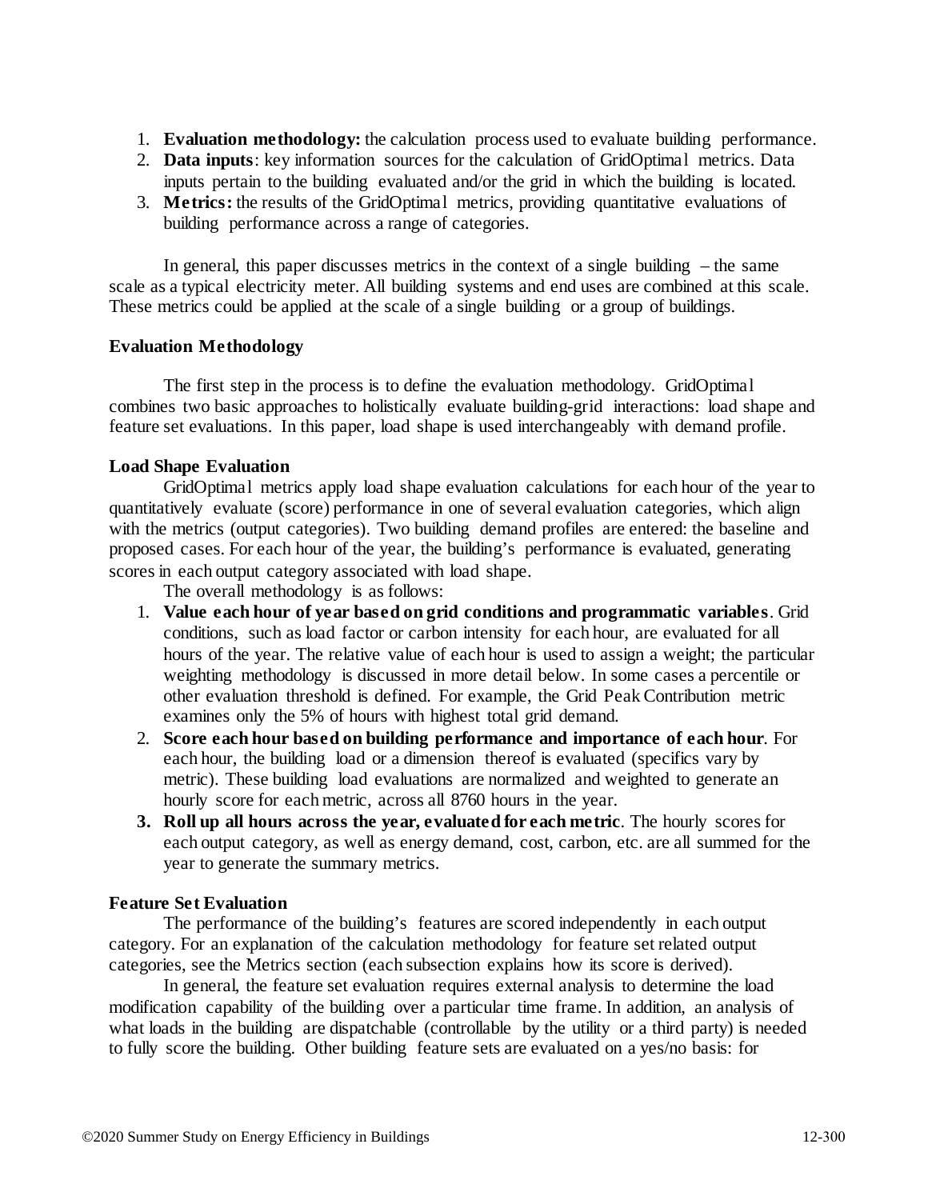1. **Evaluation methodology:** the calculation process used to evaluate building performance.
2. **Data inputs**: key information sources for the calculation of GridOptimal metrics. Data inputs pertain to the building evaluated and/or the grid in which the building is located.
3. **Metrics:** the results of the GridOptimal metrics, providing quantitative evaluations of building performance across a range of categories.

In general, this paper discusses metrics in the context of a single building – the same scale as a typical electricity meter. All building systems and end uses are combined at this scale. These metrics could be applied at the scale of a single building or a group of buildings.

### Evaluation Methodology

The first step in the process is to define the evaluation methodology. GridOptimal combines two basic approaches to holistically evaluate building-grid interactions: load shape and feature set evaluations. In this paper, load shape is used interchangeably with demand profile.

### Load Shape Evaluation

GridOptimal metrics apply load shape evaluation calculations for each hour of the year to quantitatively evaluate (score) performance in one of several evaluation categories, which align with the metrics (output categories). Two building demand profiles are entered: the baseline and proposed cases. For each hour of the year, the building's performance is evaluated, generating scores in each output category associated with load shape.

The overall methodology is as follows:

1. **Value each hour of year based on grid conditions and programmatic variables**. Grid conditions, such as load factor or carbon intensity for each hour, are evaluated for all hours of the year. The relative value of each hour is used to assign a weight; the particular weighting methodology is discussed in more detail below. In some cases a percentile or other evaluation threshold is defined. For example, the Grid Peak Contribution metric examines only the 5% of hours with highest total grid demand.
2. **Score each hour based on building performance and importance of each hour**. For each hour, the building load or a dimension thereof is evaluated (specifics vary by metric). These building load evaluations are normalized and weighted to generate an hourly score for each metric, across all 8760 hours in the year.
3. **Roll up all hours across the year, evaluated for each metric**. The hourly scores for each output category, as well as energy demand, cost, carbon, etc. are all summed for the year to generate the summary metrics.

### Feature Set Evaluation

The performance of the building's features are scored independently in each output category. For an explanation of the calculation methodology for feature set related output categories, see the Metrics section (each subsection explains how its score is derived).

In general, the feature set evaluation requires external analysis to determine the load modification capability of the building over a particular time frame. In addition, an analysis of what loads in the building are dispatchable (controllable by the utility or a third party) is needed to fully score the building. Other building feature sets are evaluated on a yes/no basis: for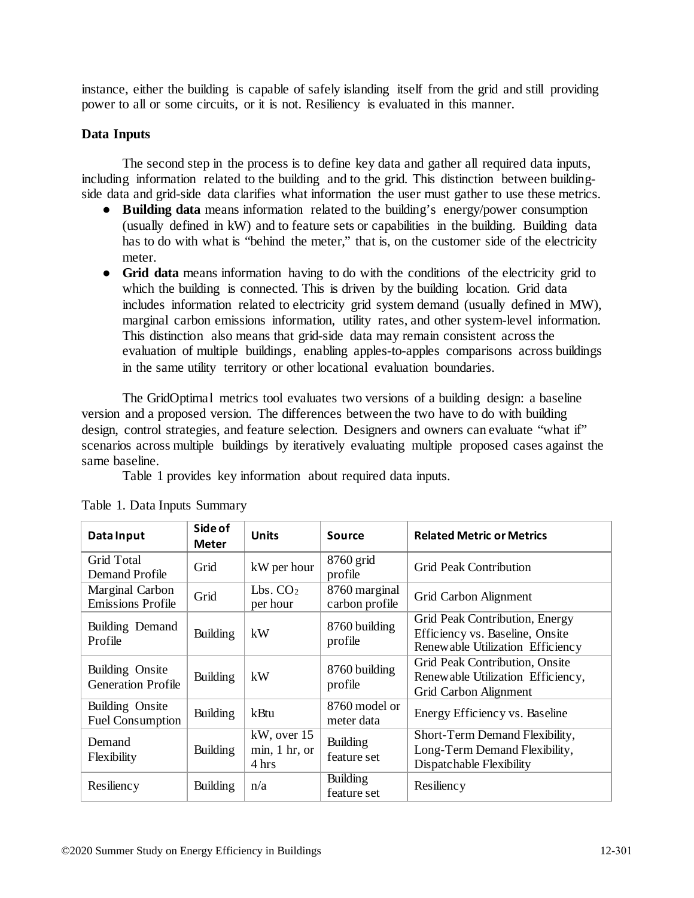instance, either the building is capable of safely islanding itself from the grid and still providing power to all or some circuits, or it is not. Resiliency is evaluated in this manner.

### Data Inputs

The second step in the process is to define key data and gather all required data inputs, including information related to the building and to the grid. This distinction between building-side data and grid-side data clarifies what information the user must gather to use these metrics.

- **Building data** means information related to the building's energy/power consumption (usually defined in kW) and to feature sets or capabilities in the building. Building data has to do with what is "behind the meter," that is, on the customer side of the electricity meter.
- **Grid data** means information having to do with the conditions of the electricity grid to which the building is connected. This is driven by the building location. Grid data includes information related to electricity grid system demand (usually defined in MW), marginal carbon emissions information, utility rates, and other system-level information. This distinction also means that grid-side data may remain consistent across the evaluation of multiple buildings, enabling apples-to-apples comparisons across buildings in the same utility territory or other locational evaluation boundaries.

The GridOptimal metrics tool evaluates two versions of a building design: a baseline version and a proposed version. The differences between the two have to do with building design, control strategies, and feature selection. Designers and owners can evaluate "what if" scenarios across multiple buildings by iteratively evaluating multiple proposed cases against the same baseline.

Table 1 provides key information about required data inputs.

Table 1. Data Inputs Summary

| Data Input | Side of Meter | Units | Source | Related Metric or Metrics |
|---|---|---|---|---|
| Grid Total Demand Profile | Grid | kW per hour | 8760 grid profile | Grid Peak Contribution |
| Marginal Carbon Emissions Profile | Grid | Lbs. $CO_2$ per hour | 8760 marginal carbon profile | Grid Carbon Alignment |
| Building Demand Profile | Building | kW | 8760 building profile | Grid Peak Contribution, Energy Efficiency vs. Baseline, Onsite Renewable Utilization Efficiency |
| Building Onsite Generation Profile | Building | kW | 8760 building profile | Grid Peak Contribution, Onsite Renewable Utilization Efficiency, Grid Carbon Alignment |
| Building Onsite Fuel Consumption | Building | kBtu | 8760 model or meter data | Energy Efficiency vs. Baseline |
| Demand Flexibility | Building | kW, over 15 min, 1 hr, or 4 hrs | Building feature set | Short-Term Demand Flexibility, Long-Term Demand Flexibility, Dispatchable Flexibility |
| Resiliency | Building | n/a | Building feature set | Resiliency |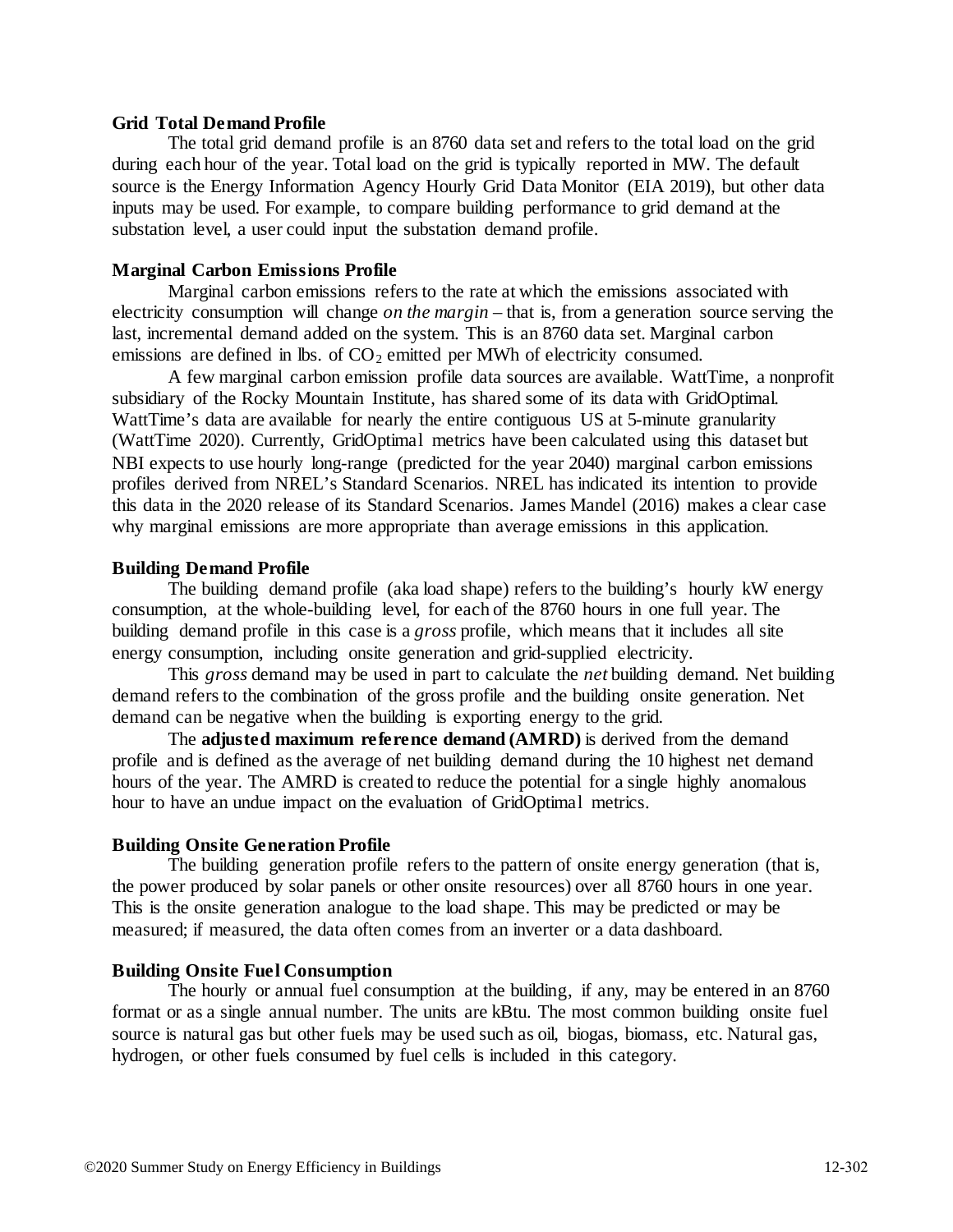### Grid Total Demand Profile

The total grid demand profile is an 8760 data set and refers to the total load on the grid during each hour of the year. Total load on the grid is typically reported in MW. The default source is the Energy Information Agency Hourly Grid Data Monitor (EIA 2019), but other data inputs may be used. For example, to compare building performance to grid demand at the substation level, a user could input the substation demand profile.

### Marginal Carbon Emissions Profile

Marginal carbon emissions refers to the rate at which the emissions associated with electricity consumption will change *on the margin* – that is, from a generation source serving the last, incremental demand added on the system. This is an 8760 data set. Marginal carbon emissions are defined in lbs. of $CO_2$ emitted per MWh of electricity consumed.

A few marginal carbon emission profile data sources are available. WattTime, a nonprofit subsidiary of the Rocky Mountain Institute, has shared some of its data with GridOptimal. WattTime's data are available for nearly the entire contiguous US at 5-minute granularity (WattTime 2020). Currently, GridOptimal metrics have been calculated using this dataset but NBI expects to use hourly long-range (predicted for the year 2040) marginal carbon emissions profiles derived from NREL's Standard Scenarios. NREL has indicated its intention to provide this data in the 2020 release of its Standard Scenarios. James Mandel (2016) makes a clear case why marginal emissions are more appropriate than average emissions in this application.

### Building Demand Profile

The building demand profile (aka load shape) refers to the building's hourly kW energy consumption, at the whole-building level, for each of the 8760 hours in one full year. The building demand profile in this case is a *gross* profile, which means that it includes all site energy consumption, including onsite generation and grid-supplied electricity.

This *gross* demand may be used in part to calculate the *net* building demand. Net building demand refers to the combination of the gross profile and the building onsite generation. Net demand can be negative when the building is exporting energy to the grid.

The **adjusted maximum reference demand (AMRD)** is derived from the demand profile and is defined as the average of net building demand during the 10 highest net demand hours of the year. The AMRD is created to reduce the potential for a single highly anomalous hour to have an undue impact on the evaluation of GridOptimal metrics.

### Building Onsite Generation Profile

The building generation profile refers to the pattern of onsite energy generation (that is, the power produced by solar panels or other onsite resources) over all 8760 hours in one year. This is the onsite generation analogue to the load shape. This may be predicted or may be measured; if measured, the data often comes from an inverter or a data dashboard.

### Building Onsite Fuel Consumption

The hourly or annual fuel consumption at the building, if any, may be entered in an 8760 format or as a single annual number. The units are kBtu. The most common building onsite fuel source is natural gas but other fuels may be used such as oil, biogas, biomass, etc. Natural gas, hydrogen, or other fuels consumed by fuel cells is included in this category.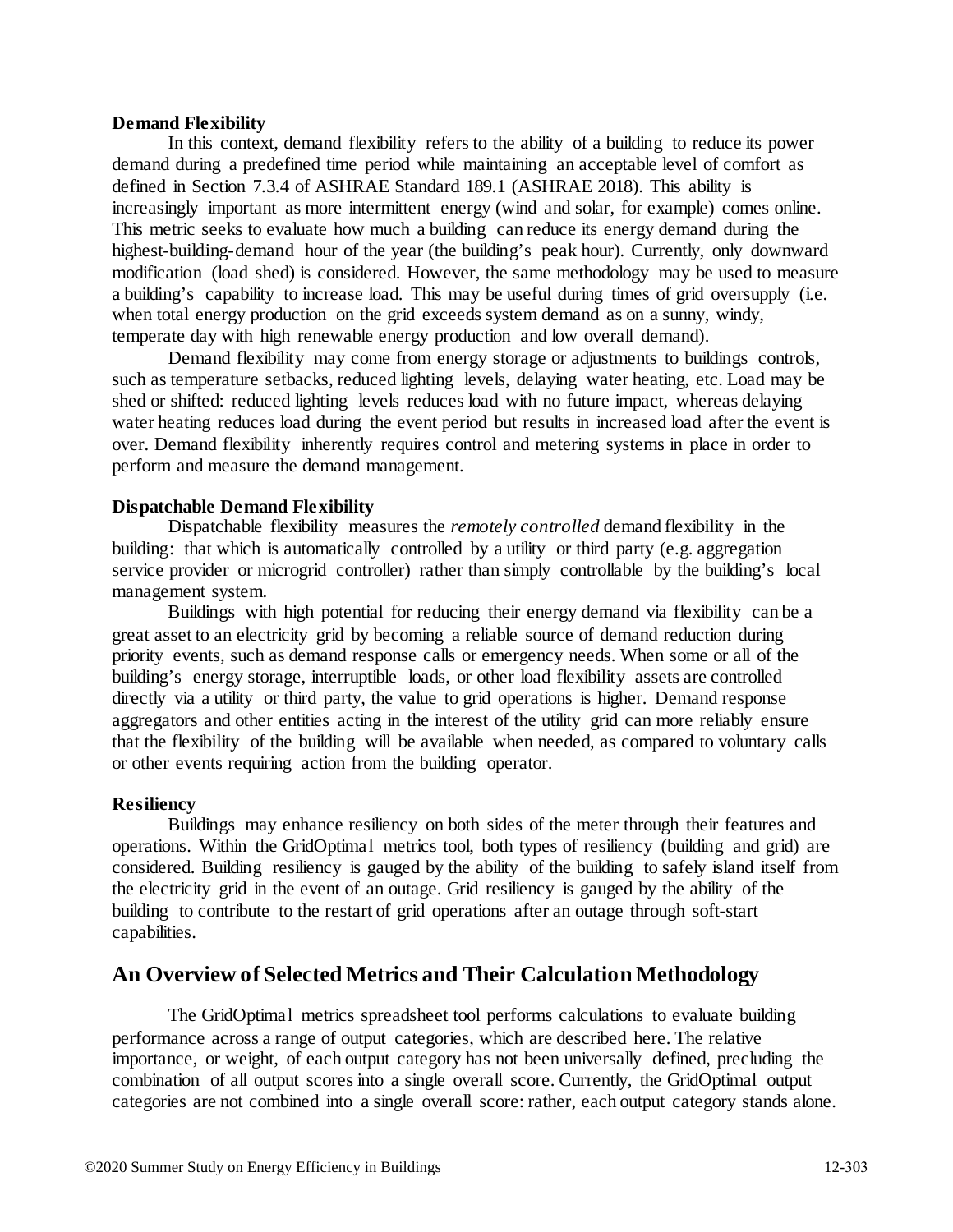**Demand Flexibility**

In this context, demand flexibility refers to the ability of a building to reduce its power demand during a predefined time period while maintaining an acceptable level of comfort as defined in Section 7.3.4 of ASHRAE Standard 189.1 (ASHRAE 2018). This ability is increasingly important as more intermittent energy (wind and solar, for example) comes online. This metric seeks to evaluate how much a building can reduce its energy demand during the highest-building-demand hour of the year (the building's peak hour). Currently, only downward modification (load shed) is considered. However, the same methodology may be used to measure a building's capability to increase load. This may be useful during times of grid oversupply (i.e. when total energy production on the grid exceeds system demand as on a sunny, windy, temperate day with high renewable energy production and low overall demand).

Demand flexibility may come from energy storage or adjustments to buildings controls, such as temperature setbacks, reduced lighting levels, delaying water heating, etc. Load may be shed or shifted: reduced lighting levels reduces load with no future impact, whereas delaying water heating reduces load during the event period but results in increased load after the event is over. Demand flexibility inherently requires control and metering systems in place in order to perform and measure the demand management.

**Dispatchable Demand Flexibility**

Dispatchable flexibility measures the *remotely controlled* demand flexibility in the building: that which is automatically controlled by a utility or third party (e.g. aggregation service provider or microgrid controller) rather than simply controllable by the building's local management system.

Buildings with high potential for reducing their energy demand via flexibility can be a great asset to an electricity grid by becoming a reliable source of demand reduction during priority events, such as demand response calls or emergency needs. When some or all of the building's energy storage, interruptible loads, or other load flexibility assets are controlled directly via a utility or third party, the value to grid operations is higher. Demand response aggregators and other entities acting in the interest of the utility grid can more reliably ensure that the flexibility of the building will be available when needed, as compared to voluntary calls or other events requiring action from the building operator.

**Resiliency**

Buildings may enhance resiliency on both sides of the meter through their features and operations. Within the GridOptimal metrics tool, both types of resiliency (building and grid) are considered. Building resiliency is gauged by the ability of the building to safely island itself from the electricity grid in the event of an outage. Grid resiliency is gauged by the ability of the building to contribute to the restart of grid operations after an outage through soft-start capabilities.

## An Overview of Selected Metrics and Their Calculation Methodology

The GridOptimal metrics spreadsheet tool performs calculations to evaluate building performance across a range of output categories, which are described here. The relative importance, or weight, of each output category has not been universally defined, precluding the combination of all output scores into a single overall score. Currently, the GridOptimal output categories are not combined into a single overall score: rather, each output category stands alone.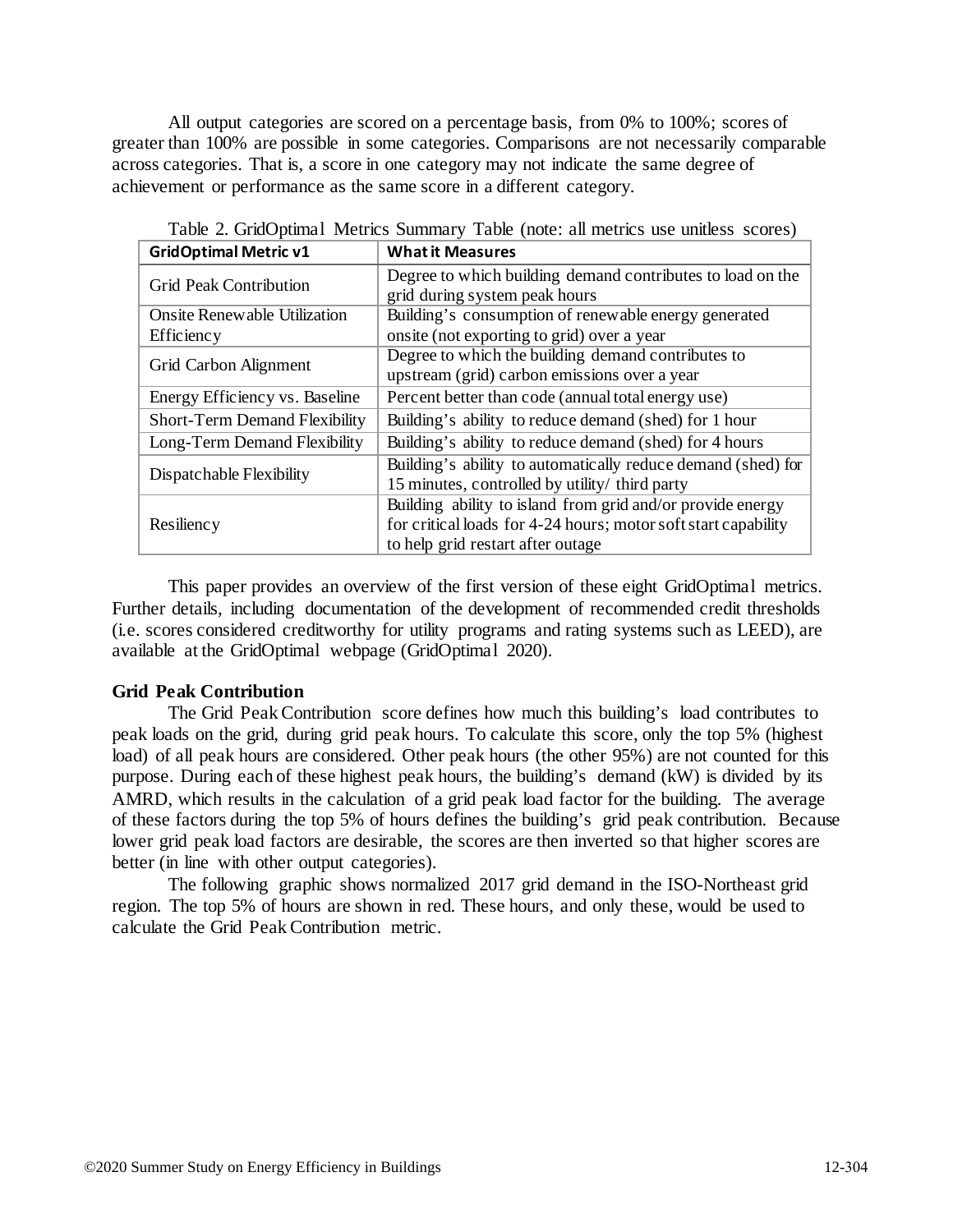All output categories are scored on a percentage basis, from 0% to 100%; scores of greater than 100% are possible in some categories. Comparisons are not necessarily comparable across categories. That is, a score in one category may not indicate the same degree of achievement or performance as the same score in a different category.

Table 2. GridOptimal Metrics Summary Table (note: all metrics use unitless scores)

| GridOptimal Metric v1 | What it Measures |
|---|---|
| Grid Peak Contribution | Degree to which building demand contributes to load on the grid during system peak hours |
| Onsite Renewable Utilization Efficiency | Building's consumption of renewable energy generated onsite (not exporting to grid) over a year |
| Grid Carbon Alignment | Degree to which the building demand contributes to upstream (grid) carbon emissions over a year |
| Energy Efficiency vs. Baseline | Percent better than code (annual total energy use) |
| Short-Term Demand Flexibility | Building's ability to reduce demand (shed) for 1 hour |
| Long-Term Demand Flexibility | Building's ability to reduce demand (shed) for 4 hours |
| Dispatchable Flexibility | Building's ability to automatically reduce demand (shed) for 15 minutes, controlled by utility/ third party |
| Resiliency | Building ability to island from grid and/or provide energy for critical loads for 4-24 hours; motor soft start capability to help grid restart after outage |

This paper provides an overview of the first version of these eight GridOptimal metrics. Further details, including documentation of the development of recommended credit thresholds (i.e. scores considered creditworthy for utility programs and rating systems such as LEED), are available at the GridOptimal webpage (GridOptimal 2020).

### Grid Peak Contribution

The Grid Peak Contribution score defines how much this building's load contributes to peak loads on the grid, during grid peak hours. To calculate this score, only the top 5% (highest load) of all peak hours are considered. Other peak hours (the other 95%) are not counted for this purpose. During each of these highest peak hours, the building's demand (kW) is divided by its AMRD, which results in the calculation of a grid peak load factor for the building. The average of these factors during the top 5% of hours defines the building's grid peak contribution. Because lower grid peak load factors are desirable, the scores are then inverted so that higher scores are better (in line with other output categories).

The following graphic shows normalized 2017 grid demand in the ISO-Northeast grid region. The top 5% of hours are shown in red. These hours, and only these, would be used to calculate the Grid Peak Contribution metric.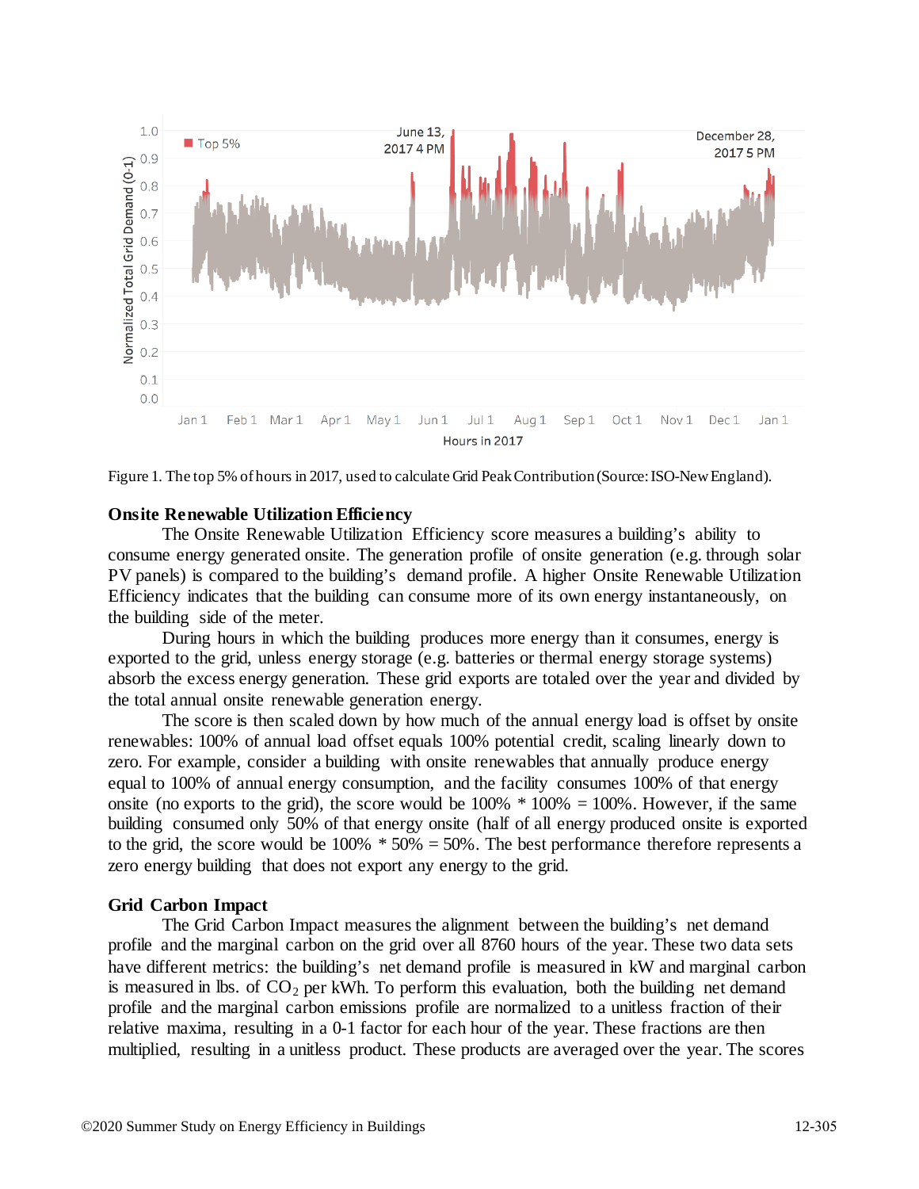Figure 1. The top 5% of hours in 2017, used to calculate Grid Peak Contribution (Source: ISO-New England).

**Onsite Renewable Utilization Efficiency**

The Onsite Renewable Utilization Efficiency score measures a building's ability to consume energy generated onsite. The generation profile of onsite generation (e.g. through solar PV panels) is compared to the building's demand profile. A higher Onsite Renewable Utilization Efficiency indicates that the building can consume more of its own energy instantaneously, on the building side of the meter.

During hours in which the building produces more energy than it consumes, energy is exported to the grid, unless energy storage (e.g. batteries or thermal energy storage systems) absorb the excess energy generation. These grid exports are totaled over the year and divided by the total annual onsite renewable generation energy.

The score is then scaled down by how much of the annual energy load is offset by onsite renewables: 100% of annual load offset equals 100% potential credit, scaling linearly down to zero. For example, consider a building with onsite renewables that annually produce energy equal to 100% of annual energy consumption, and the facility consumes 100% of that energy onsite (no exports to the grid), the score would be 100% * 100% = 100%. However, if the same building consumed only 50% of that energy onsite (half of all energy produced onsite is exported to the grid, the score would be 100% * 50% = 50%. The best performance therefore represents a zero energy building that does not export any energy to the grid.

**Grid Carbon Impact**

The Grid Carbon Impact measures the alignment between the building's net demand profile and the marginal carbon on the grid over all 8760 hours of the year. These two data sets have different metrics: the building's net demand profile is measured in kW and marginal carbon is measured in lbs. of $CO_2$ per kWh. To perform this evaluation, both the building net demand profile and the marginal carbon emissions profile are normalized to a unitless fraction of their relative maxima, resulting in a 0-1 factor for each hour of the year. These fractions are then multiplied, resulting in a unitless product. These products are averaged over the year. The scores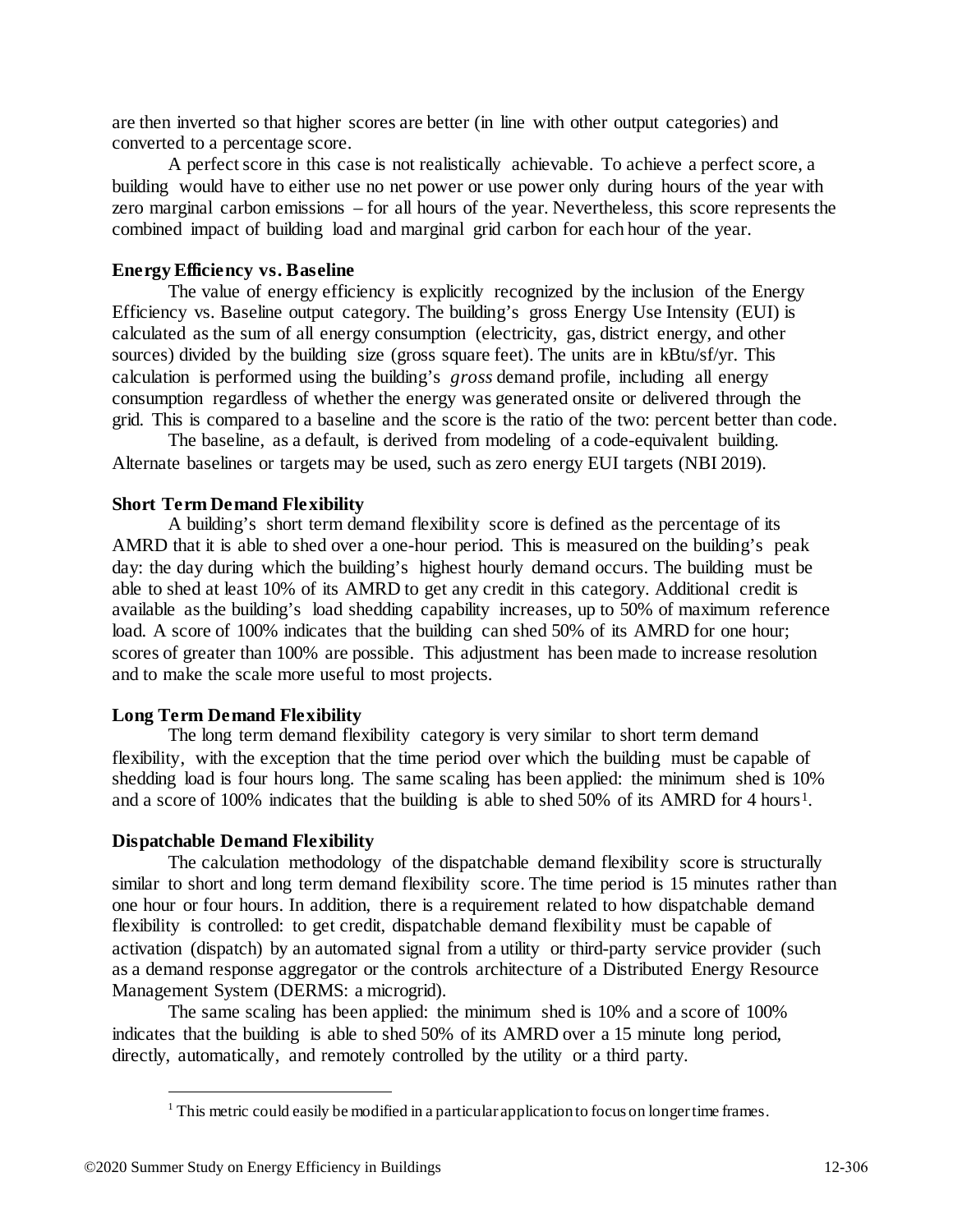are then inverted so that higher scores are better (in line with other output categories) and converted to a percentage score.

A perfect score in this case is not realistically achievable. To achieve a perfect score, a building would have to either use no net power or use power only during hours of the year with zero marginal carbon emissions – for all hours of the year. Nevertheless, this score represents the combined impact of building load and marginal grid carbon for each hour of the year.

**Energy Efficiency vs. Baseline**

The value of energy efficiency is explicitly recognized by the inclusion of the Energy Efficiency vs. Baseline output category. The building's gross Energy Use Intensity (EUI) is calculated as the sum of all energy consumption (electricity, gas, district energy, and other sources) divided by the building size (gross square feet). The units are in kBtu/sf/yr. This calculation is performed using the building's *gross* demand profile, including all energy consumption regardless of whether the energy was generated onsite or delivered through the grid. This is compared to a baseline and the score is the ratio of the two: percent better than code.

The baseline, as a default, is derived from modeling of a code-equivalent building. Alternate baselines or targets may be used, such as zero energy EUI targets (NBI 2019).

**Short Term Demand Flexibility**

A building's short term demand flexibility score is defined as the percentage of its AMRD that it is able to shed over a one-hour period. This is measured on the building's peak day: the day during which the building's highest hourly demand occurs. The building must be able to shed at least 10% of its AMRD to get any credit in this category. Additional credit is available as the building's load shedding capability increases, up to 50% of maximum reference load. A score of 100% indicates that the building can shed 50% of its AMRD for one hour; scores of greater than 100% are possible. This adjustment has been made to increase resolution and to make the scale more useful to most projects.

**Long Term Demand Flexibility**

The long term demand flexibility category is very similar to short term demand flexibility, with the exception that the time period over which the building must be capable of shedding load is four hours long. The same scaling has been applied: the minimum shed is 10% and a score of 100% indicates that the building is able to shed 50% of its AMRD for 4 hours[1].

**Dispatchable Demand Flexibility**

The calculation methodology of the dispatchable demand flexibility score is structurally similar to short and long term demand flexibility score. The time period is 15 minutes rather than one hour or four hours. In addition, there is a requirement related to how dispatchable demand flexibility is controlled: to get credit, dispatchable demand flexibility must be capable of activation (dispatch) by an automated signal from a utility or third-party service provider (such as a demand response aggregator or the controls architecture of a Distributed Energy Resource Management System (DERMS: a microgrid).

The same scaling has been applied: the minimum shed is 10% and a score of 100% indicates that the building is able to shed 50% of its AMRD over a 15 minute long period, directly, automatically, and remotely controlled by the utility or a third party.

---

[1] This metric could easily be modified in a particular application to focus on longer time frames.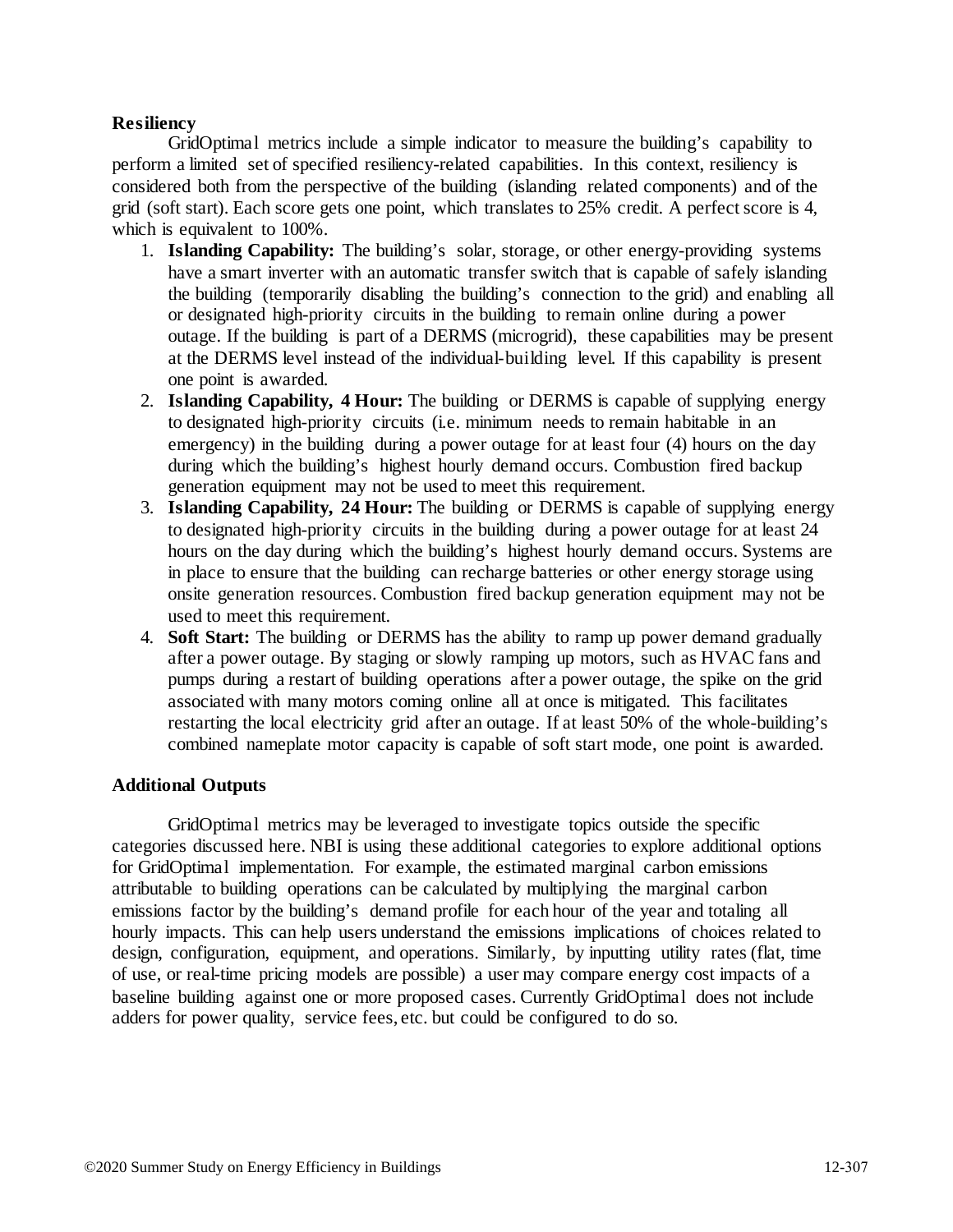**Resiliency**

GridOptimal metrics include a simple indicator to measure the building's capability to perform a limited set of specified resiliency-related capabilities. In this context, resiliency is considered both from the perspective of the building (islanding related components) and of the grid (soft start). Each score gets one point, which translates to 25% credit. A perfect score is 4, which is equivalent to 100%.

1. **Islanding Capability:** The building's solar, storage, or other energy-providing systems have a smart inverter with an automatic transfer switch that is capable of safely islanding the building (temporarily disabling the building's connection to the grid) and enabling all or designated high-priority circuits in the building to remain online during a power outage. If the building is part of a DERMS (microgrid), these capabilities may be present at the DERMS level instead of the individual-building level. If this capability is present one point is awarded.
2. **Islanding Capability, 4 Hour:** The building or DERMS is capable of supplying energy to designated high-priority circuits (i.e. minimum needs to remain habitable in an emergency) in the building during a power outage for at least four (4) hours on the day during which the building's highest hourly demand occurs. Combustion fired backup generation equipment may not be used to meet this requirement.
3. **Islanding Capability, 24 Hour:** The building or DERMS is capable of supplying energy to designated high-priority circuits in the building during a power outage for at least 24 hours on the day during which the building's highest hourly demand occurs. Systems are in place to ensure that the building can recharge batteries or other energy storage using onsite generation resources. Combustion fired backup generation equipment may not be used to meet this requirement.
4. **Soft Start:** The building or DERMS has the ability to ramp up power demand gradually after a power outage. By staging or slowly ramping up motors, such as HVAC fans and pumps during a restart of building operations after a power outage, the spike on the grid associated with many motors coming online all at once is mitigated. This facilitates restarting the local electricity grid after an outage. If at least 50% of the whole-building's combined nameplate motor capacity is capable of soft start mode, one point is awarded.

**Additional Outputs**

GridOptimal metrics may be leveraged to investigate topics outside the specific categories discussed here. NBI is using these additional categories to explore additional options for GridOptimal implementation. For example, the estimated marginal carbon emissions attributable to building operations can be calculated by multiplying the marginal carbon emissions factor by the building's demand profile for each hour of the year and totaling all hourly impacts. This can help users understand the emissions implications of choices related to design, configuration, equipment, and operations. Similarly, by inputting utility rates (flat, time of use, or real-time pricing models are possible) a user may compare energy cost impacts of a baseline building against one or more proposed cases. Currently GridOptimal does not include adders for power quality, service fees, etc. but could be configured to do so.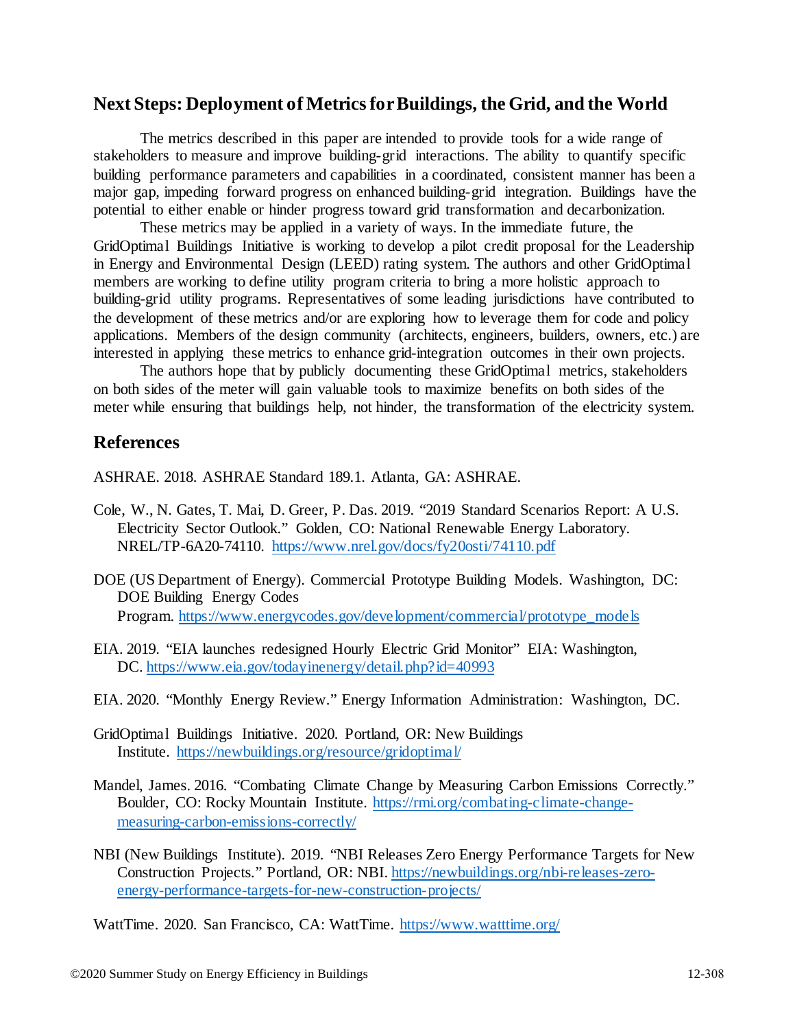## Next Steps: Deployment of Metrics for Buildings, the Grid, and the World

The metrics described in this paper are intended to provide tools for a wide range of stakeholders to measure and improve building-grid interactions. The ability to quantify specific building performance parameters and capabilities in a coordinated, consistent manner has been a major gap, impeding forward progress on enhanced building-grid integration. Buildings have the potential to either enable or hinder progress toward grid transformation and decarbonization.

These metrics may be applied in a variety of ways. In the immediate future, the GridOptimal Buildings Initiative is working to develop a pilot credit proposal for the Leadership in Energy and Environmental Design (LEED) rating system. The authors and other GridOptimal members are working to define utility program criteria to bring a more holistic approach to building-grid utility programs. Representatives of some leading jurisdictions have contributed to the development of these metrics and/or are exploring how to leverage them for code and policy applications. Members of the design community (architects, engineers, builders, owners, etc.) are interested in applying these metrics to enhance grid-integration outcomes in their own projects.

The authors hope that by publicly documenting these GridOptimal metrics, stakeholders on both sides of the meter will gain valuable tools to maximize benefits on both sides of the meter while ensuring that buildings help, not hinder, the transformation of the electricity system.

## References

ASHRAE. 2018. ASHRAE Standard 189.1. Atlanta, GA: ASHRAE.

Cole, W., N. Gates, T. Mai, D. Greer, P. Das. 2019. "2019 Standard Scenarios Report: A U.S. Electricity Sector Outlook." Golden, CO: National Renewable Energy Laboratory. NREL/TP-6A20-74110. https://www.nrel.gov/docs/fy20osti/74110.pdf

DOE (US Department of Energy). Commercial Prototype Building Models. Washington, DC: DOE Building Energy Codes Program. https://www.energycodes.gov/development/commercial/prototype_models

EIA. 2019. "EIA launches redesigned Hourly Electric Grid Monitor" EIA: Washington, DC. https://www.eia.gov/todayinenergy/detail.php?id=40993

EIA. 2020. "Monthly Energy Review." Energy Information Administration: Washington, DC.

GridOptimal Buildings Initiative. 2020. Portland, OR: New Buildings Institute. https://newbuildings.org/resource/gridoptimal/

Mandel, James. 2016. "Combating Climate Change by Measuring Carbon Emissions Correctly." Boulder, CO: Rocky Mountain Institute. https://rmi.org/combating-climate-change-measuring-carbon-emissions-correctly/

NBI (New Buildings Institute). 2019. "NBI Releases Zero Energy Performance Targets for New Construction Projects." Portland, OR: NBI. https://newbuildings.org/nbi-releases-zero-energy-performance-targets-for-new-construction-projects/

WattTime. 2020. San Francisco, CA: WattTime. https://www.watttime.org/